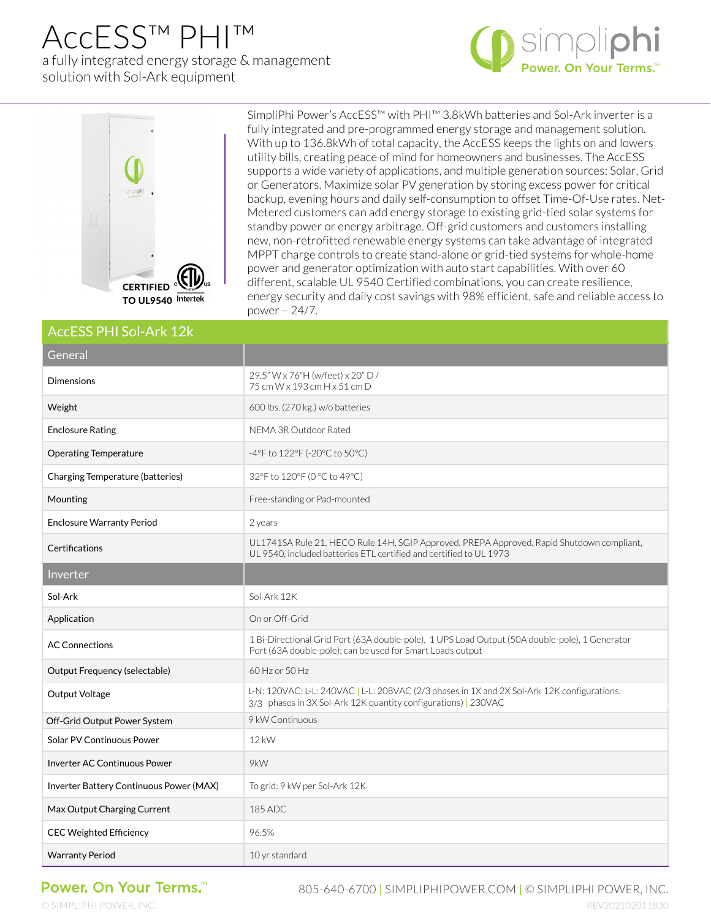# AcCESS™ PHI™

a fully integrated energy storage & management solution with Sol-Ark equipment

simpliphi
Power. On Your Terms.™

CERTIFIED TO UL9540
Intertek

SimpliPhi Power's AccESS™ with PHI™ 3.8kWh batteries and Sol-Ark inverter is a fully integrated and pre-programmed energy storage and management solution. With up to 136.8kWh of total capacity, the AccESS keeps the lights on and lowers utility bills, creating peace of mind for homeowners and businesses. The AccESS supports a wide variety of applications, and multiple generation sources: Solar, Grid or Generators. Maximize solar PV generation by storing excess power for critical backup, evening hours and daily self-consumption to offset Time-Of-Use rates. Net-Metered customers can add energy storage to existing grid-tied solar systems for standby power or energy arbitrage. Off-grid customers and customers installing new, non-retrofitted renewable energy systems can take advantage of integrated MPPT charge controls to create stand-alone or grid-tied systems for whole-home power and generator optimization with auto start capabilities. With over 60 different, scalable UL 9540 Certified combinations, you can create resilience, energy security and daily cost savings with 98% efficient, safe and reliable access to power – 24/7.

## AccESS PHI Sol-Ark 12k

| General | |
|---|---|
| Dimensions | 29.5" W x 76"H (w/feet) x 20" D / 75 cm W x 193 cm H x 51 cm D |
| Weight | 600 lbs. (270 kg.) w/o batteries |
| Enclosure Rating | NEMA 3R Outdoor Rated |
| Operating Temperature | -4°F to 122°F (-20°C to 50°C) |
| Charging Temperature (batteries) | 32°F to 120°F (0 °C to 49°C) |
| Mounting | Free-standing or Pad-mounted |
| Enclosure Warranty Period | 2 years |
| Certifications | UL1741SA Rule 21, HECO Rule 14H, SGIP Approved, PREPA Approved, Rapid Shutdown compliant, UL 9540, included batteries ETL certified and certified to UL 1973 |
| **Inverter** | |
| Sol-Ark | Sol-Ark 12K |
| Application | On or Off-Grid |
| AC Connections | 1 Bi-Directional Grid Port (63A double-pole), 1 UPS Load Output (50A double-pole), 1 Generator Port (63A double-pole); can be used for Smart Loads output |
| Output Frequency (selectable) | 60 Hz or 50 Hz |
| Output Voltage | L-N: 120VAC; L-L: 240VAC \| L-L: 208VAC (2/3 phases in 1X and 2X Sol-Ark 12K configurations, 3/3 phases in 3X Sol-Ark 12K quantity configurations) \| 230VAC |
| Off-Grid Output Power System | 9 kW Continuous |
| Solar PV Continuous Power | 12 kW |
| Inverter AC Continuous Power | 9kW |
| Inverter Battery Continuous Power (MAX) | To grid: 9 kW per Sol-Ark 12K |
| Max Output Charging Current | 185 ADC |
| CEC Weighted Efficiency | 96.5% |
| Warranty Period | 10 yr standard |

Power. On Your Terms.™

805-640-6700 | SIMPLIPHIPOWER.COM | © SIMPLIPHI POWER, INC.

© SIMPLIPHI POWER, INC. REV202102011830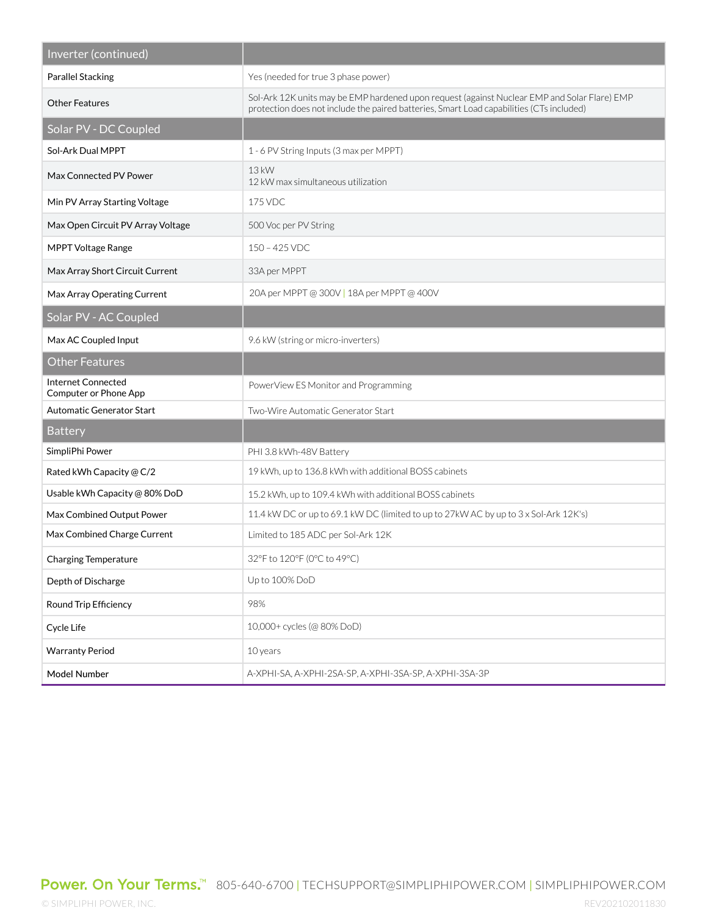| Inverter (continued) | |
|---|---|
| Parallel Stacking | Yes (needed for true 3 phase power) |
| Other Features | Sol-Ark 12K units may be EMP hardened upon request (against Nuclear EMP and Solar Flare) EMP protection does not include the paired batteries, Smart Load capabilities (CTs included) |
| **Solar PV - DC Coupled** | |
| Sol-Ark Dual MPPT | 1 - 6 PV String Inputs (3 max per MPPT) |
| Max Connected PV Power | 13 kW<br>12 kW max simultaneous utilization |
| Min PV Array Starting Voltage | 175 VDC |
| Max Open Circuit PV Array Voltage | 500 Voc per PV String |
| MPPT Voltage Range | 150 – 425 VDC |
| Max Array Short Circuit Current | 33A per MPPT |
| Max Array Operating Current | 20A per MPPT @ 300V \| 18A per MPPT @ 400V |
| **Solar PV - AC Coupled** | |
| Max AC Coupled Input | 9.6 kW (string or micro-inverters) |
| **Other Features** | |
| Internet Connected Computer or Phone App | PowerView ES Monitor and Programming |
| Automatic Generator Start | Two-Wire Automatic Generator Start |
| **Battery** | |
| SimpliPhi Power | PHI 3.8 kWh-48V Battery |
| Rated kWh Capacity @ C/2 | 19 kWh, up to 136.8 kWh with additional BOSS cabinets |
| Usable kWh Capacity @ 80% DoD | 15.2 kWh, up to 109.4 kWh with additional BOSS cabinets |
| Max Combined Output Power | 11.4 kW DC or up to 69.1 kW DC (limited to up to 27kW AC by up to 3 x Sol-Ark 12K's) |
| Max Combined Charge Current | Limited to 185 ADC per Sol-Ark 12K |
| Charging Temperature | 32°F to 120°F (0°C to 49°C) |
| Depth of Discharge | Up to 100% DoD |
| Round Trip Efficiency | 98% |
| Cycle Life | 10,000+ cycles (@ 80% DoD) |
| Warranty Period | 10 years |
| Model Number | A-XPHI-SA, A-XPHI-2SA-SP, A-XPHI-3SA-SP, A-XPHI-3SA-3P |

**Power. On Your Terms.™** 805-640-6700 | TECHSUPPORT@SIMPLIPHIPOWER.COM | SIMPLIPHIPOWER.COM

© SIMPLIPHI POWER, INC. REV202102011830